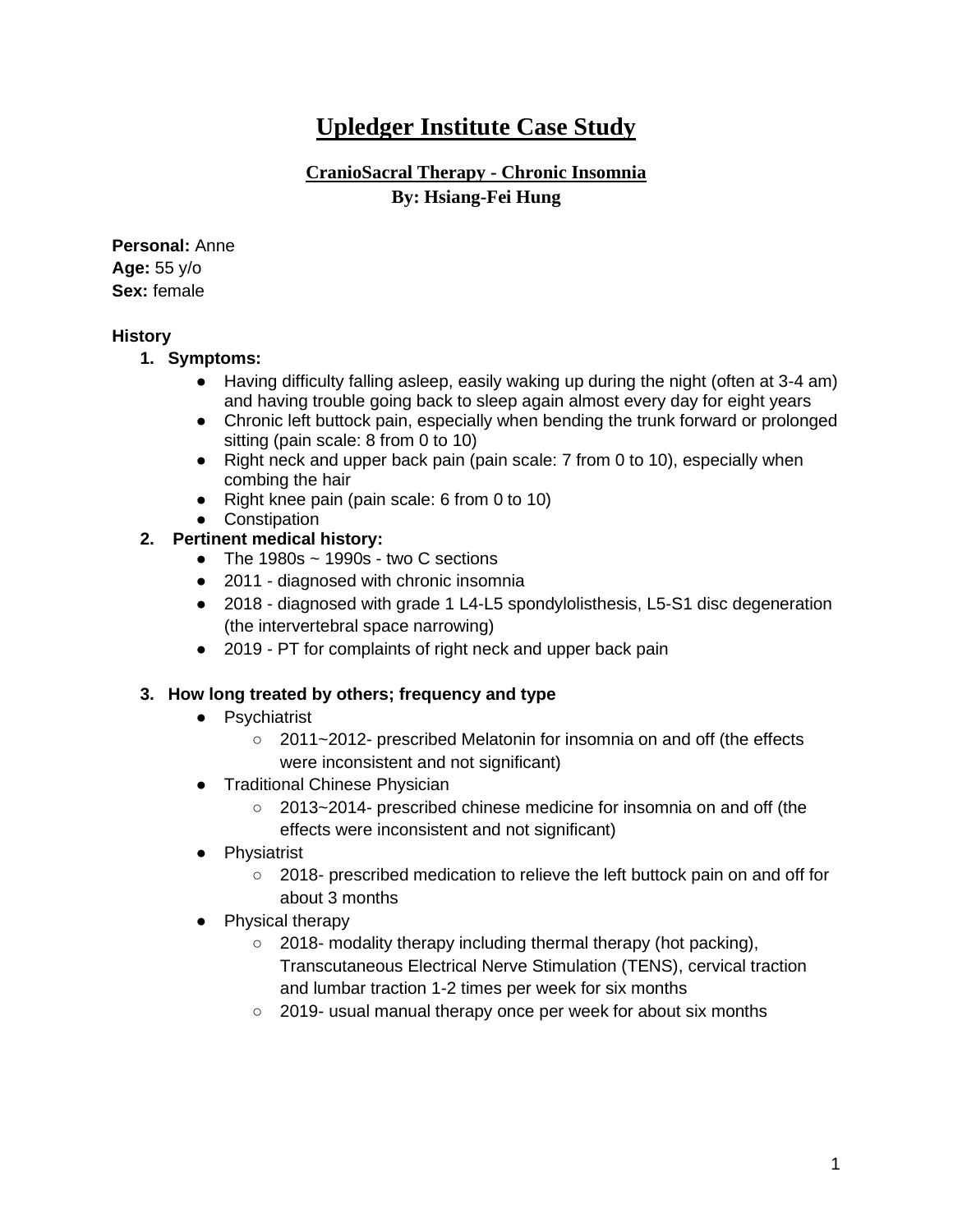# Upledger Institute Case Study

## CranioSacral Therapy - Chronic Insomnia

**By: Hsiang-Fei Hung**

**Personal:** Anne
**Age:** 55 y/o
**Sex:** female

**History**

1. **Symptoms:**
   - Having difficulty falling asleep, easily waking up during the night (often at 3-4 am) and having trouble going back to sleep again almost every day for eight years
   - Chronic left buttock pain, especially when bending the trunk forward or prolonged sitting (pain scale: 8 from 0 to 10)
   - Right neck and upper back pain (pain scale: 7 from 0 to 10), especially when combing the hair
   - Right knee pain (pain scale: 6 from 0 to 10)
   - Constipation
2. **Pertinent medical history:**
   - The 1980s ~ 1990s - two C sections
   - 2011 - diagnosed with chronic insomnia
   - 2018 - diagnosed with grade 1 L4-L5 spondylolisthesis, L5-S1 disc degeneration (the intervertebral space narrowing)
   - 2019 - PT for complaints of right neck and upper back pain
3. **How long treated by others; frequency and type**
   - Psychiatrist
     - 2011~2012- prescribed Melatonin for insomnia on and off (the effects were inconsistent and not significant)
   - Traditional Chinese Physician
     - 2013~2014- prescribed chinese medicine for insomnia on and off (the effects were inconsistent and not significant)
   - Physiatrist
     - 2018- prescribed medication to relieve the left buttock pain on and off for about 3 months
   - Physical therapy
     - 2018- modality therapy including thermal therapy (hot packing), Transcutaneous Electrical Nerve Stimulation (TENS), cervical traction and lumbar traction 1-2 times per week for six months
     - 2019- usual manual therapy once per week for about six months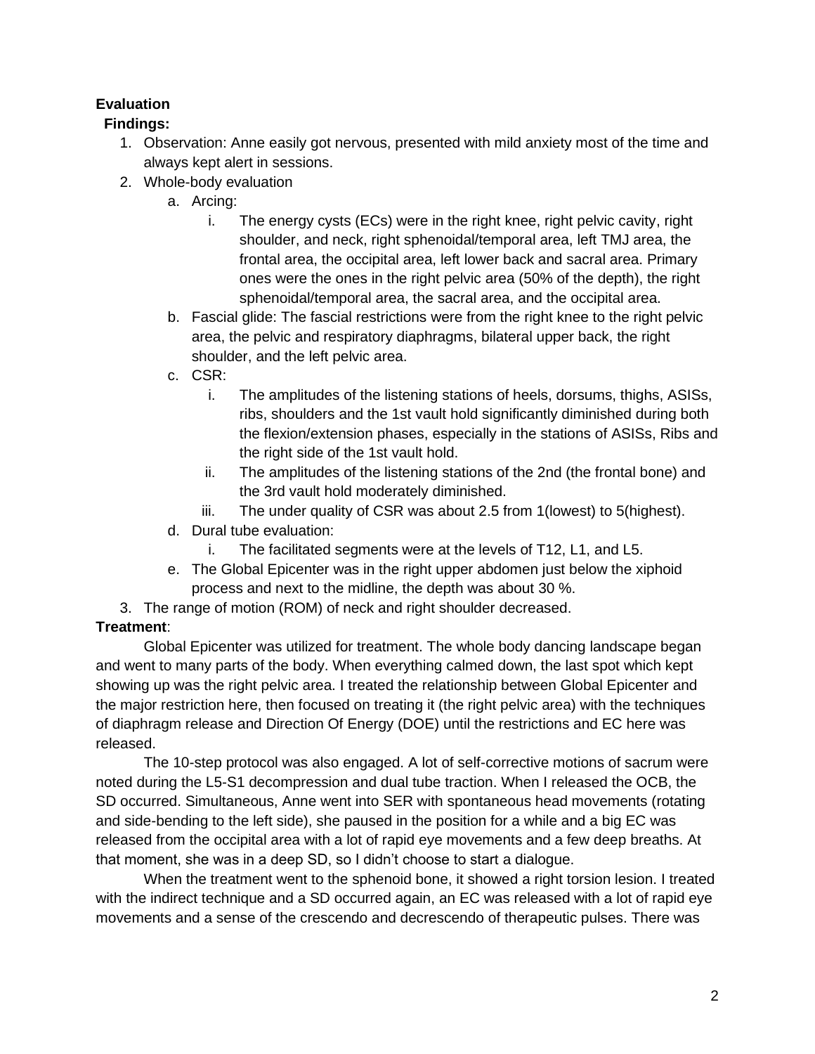**Evaluation**

**Findings:**

1. Observation: Anne easily got nervous, presented with mild anxiety most of the time and always kept alert in sessions.
2. Whole-body evaluation
   a. Arcing:
      i. The energy cysts (ECs) were in the right knee, right pelvic cavity, right shoulder, and neck, right sphenoidal/temporal area, left TMJ area, the frontal area, the occipital area, left lower back and sacral area. Primary ones were the ones in the right pelvic area (50% of the depth), the right sphenoidal/temporal area, the sacral area, and the occipital area.
   b. Fascial glide: The fascial restrictions were from the right knee to the right pelvic area, the pelvic and respiratory diaphragms, bilateral upper back, the right shoulder, and the left pelvic area.
   c. CSR:
      i. The amplitudes of the listening stations of heels, dorsums, thighs, ASISs, ribs, shoulders and the 1st vault hold significantly diminished during both the flexion/extension phases, especially in the stations of ASISs, Ribs and the right side of the 1st vault hold.
      ii. The amplitudes of the listening stations of the 2nd (the frontal bone) and the 3rd vault hold moderately diminished.
      iii. The under quality of CSR was about 2.5 from 1(lowest) to 5(highest).
   d. Dural tube evaluation:
      i. The facilitated segments were at the levels of T12, L1, and L5.
   e. The Global Epicenter was in the right upper abdomen just below the xiphoid process and next to the midline, the depth was about 30 %.
3. The range of motion (ROM) of neck and right shoulder decreased.

**Treatment**:

Global Epicenter was utilized for treatment. The whole body dancing landscape began and went to many parts of the body. When everything calmed down, the last spot which kept showing up was the right pelvic area. I treated the relationship between Global Epicenter and the major restriction here, then focused on treating it (the right pelvic area) with the techniques of diaphragm release and Direction Of Energy (DOE) until the restrictions and EC here was released.

The 10-step protocol was also engaged. A lot of self-corrective motions of sacrum were noted during the L5-S1 decompression and dual tube traction. When I released the OCB, the SD occurred. Simultaneous, Anne went into SER with spontaneous head movements (rotating and side-bending to the left side), she paused in the position for a while and a big EC was released from the occipital area with a lot of rapid eye movements and a few deep breaths. At that moment, she was in a deep SD, so I didn't choose to start a dialogue.

When the treatment went to the sphenoid bone, it showed a right torsion lesion. I treated with the indirect technique and a SD occurred again, an EC was released with a lot of rapid eye movements and a sense of the crescendo and decrescendo of therapeutic pulses. There was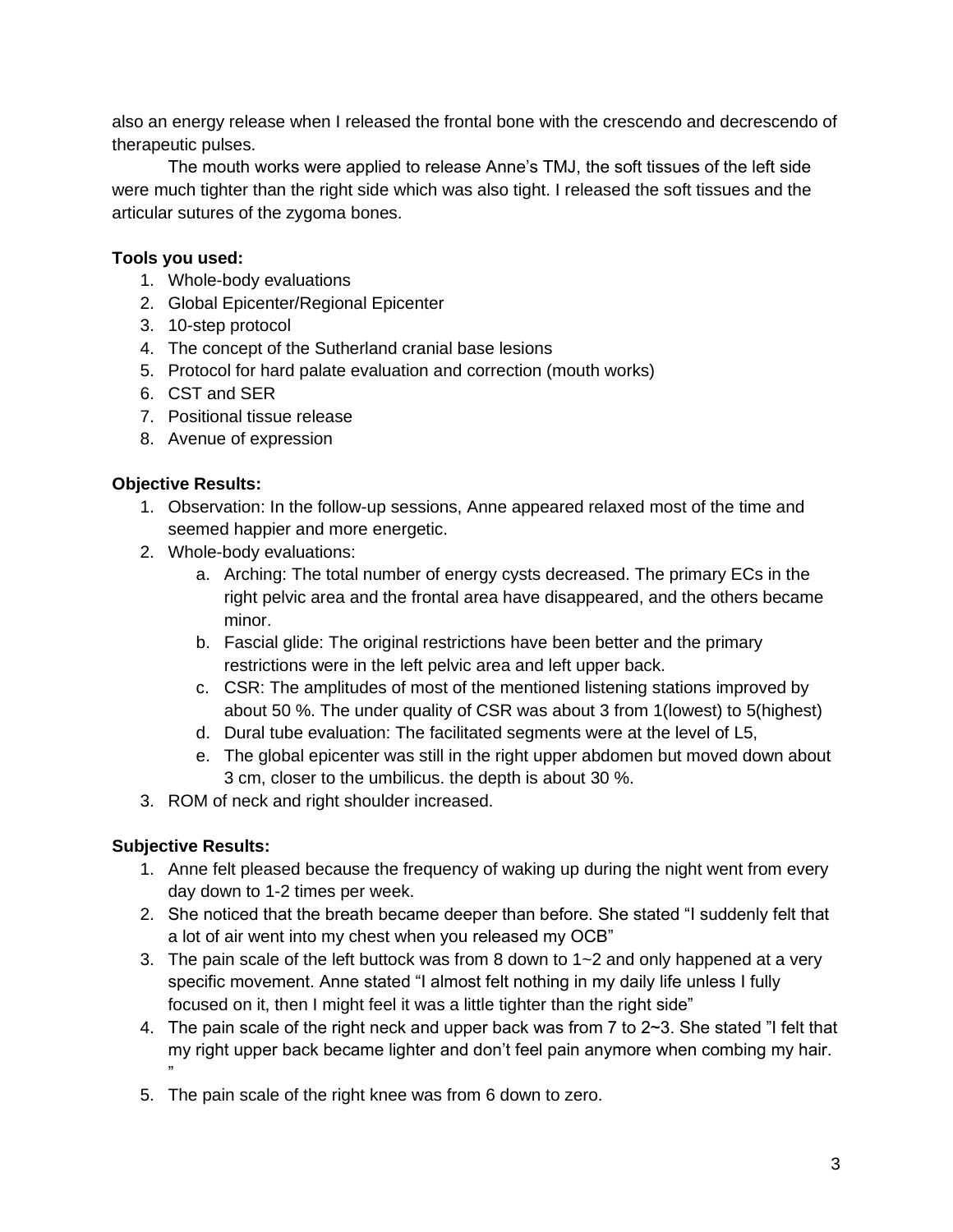also an energy release when I released the frontal bone with the crescendo and decrescendo of therapeutic pulses.

The mouth works were applied to release Anne's TMJ, the soft tissues of the left side were much tighter than the right side which was also tight. I released the soft tissues and the articular sutures of the zygoma bones.

**Tools you used:**

1. Whole-body evaluations
2. Global Epicenter/Regional Epicenter
3. 10-step protocol
4. The concept of the Sutherland cranial base lesions
5. Protocol for hard palate evaluation and correction (mouth works)
6. CST and SER
7. Positional tissue release
8. Avenue of expression

**Objective Results:**

1. Observation: In the follow-up sessions, Anne appeared relaxed most of the time and seemed happier and more energetic.
2. Whole-body evaluations:
   a. Arching: The total number of energy cysts decreased. The primary ECs in the right pelvic area and the frontal area have disappeared, and the others became minor.
   b. Fascial glide: The original restrictions have been better and the primary restrictions were in the left pelvic area and left upper back.
   c. CSR: The amplitudes of most of the mentioned listening stations improved by about 50 %. The under quality of CSR was about 3 from 1(lowest) to 5(highest)
   d. Dural tube evaluation: The facilitated segments were at the level of L5,
   e. The global epicenter was still in the right upper abdomen but moved down about 3 cm, closer to the umbilicus. the depth is about 30 %.
3. ROM of neck and right shoulder increased.

**Subjective Results:**

1. Anne felt pleased because the frequency of waking up during the night went from every day down to 1-2 times per week.
2. She noticed that the breath became deeper than before. She stated "I suddenly felt that a lot of air went into my chest when you released my OCB"
3. The pain scale of the left buttock was from 8 down to 1~2 and only happened at a very specific movement. Anne stated "I almost felt nothing in my daily life unless I fully focused on it, then I might feel it was a little tighter than the right side"
4. The pain scale of the right neck and upper back was from 7 to 2~3. She stated "I felt that my right upper back became lighter and don't feel pain anymore when combing my hair."
5. The pain scale of the right knee was from 6 down to zero.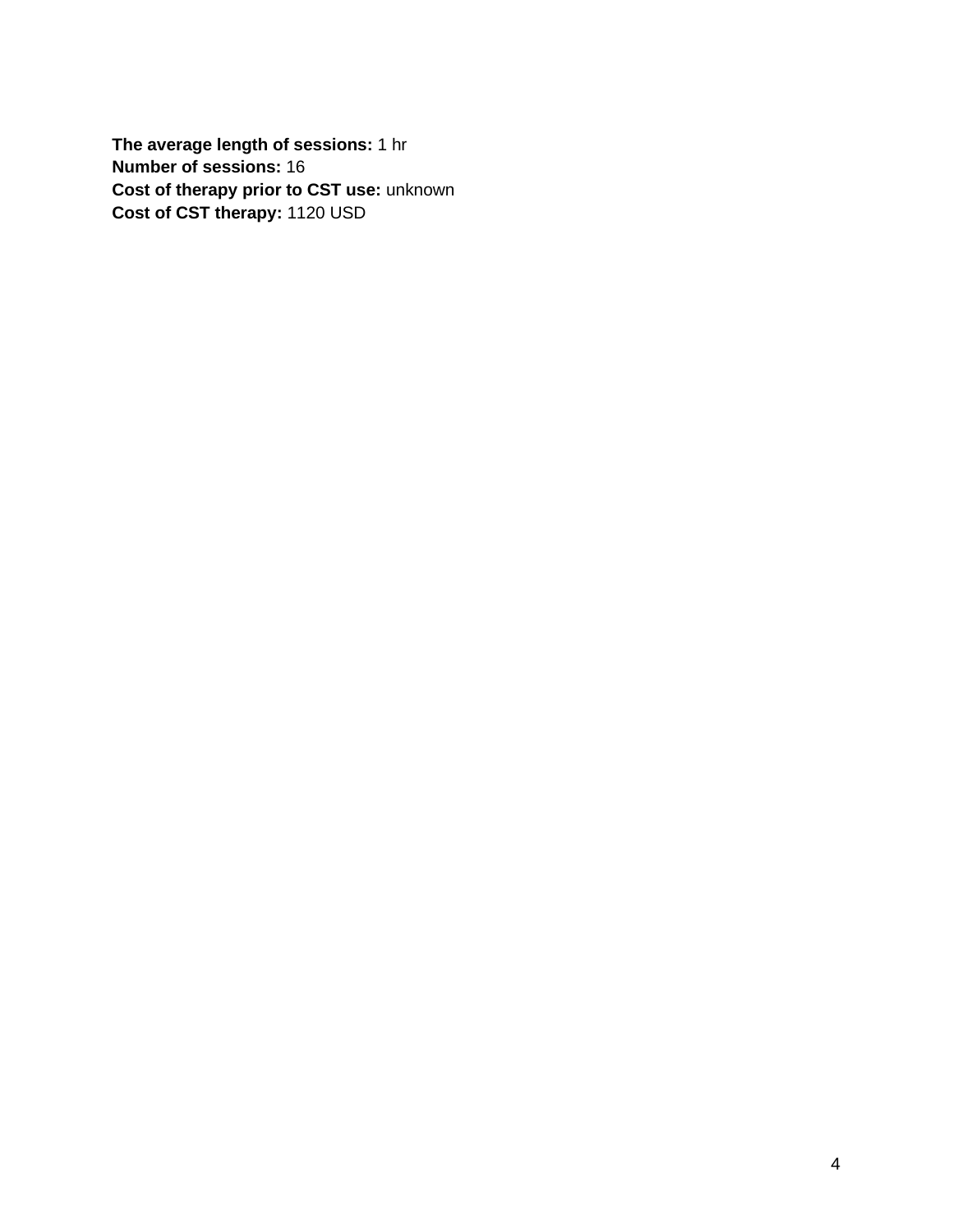**The average length of sessions:** 1 hr
**Number of sessions:** 16
**Cost of therapy prior to CST use:** unknown
**Cost of CST therapy:** 1120 USD